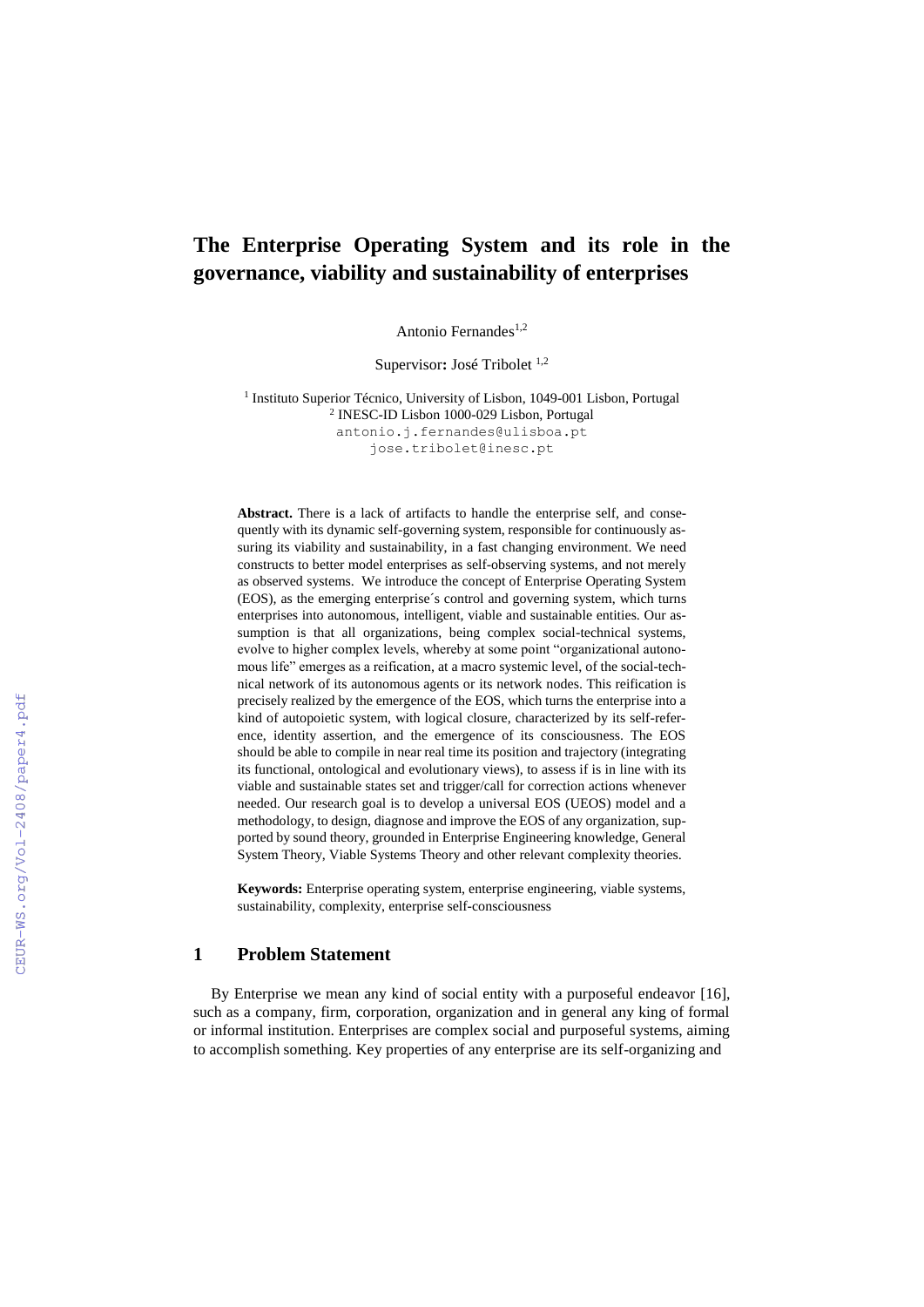# The Enterprise Operating System and its role in the governance, viability and sustainability of enterprises

Antonio Fernandes[1,2]

Supervisor**:** José Tribolet [1,2]

[1] Instituto Superior Técnico, University of Lisbon, 1049-001 Lisbon, Portugal
[2] INESC-ID Lisbon 1000-029 Lisbon, Portugal
antonio.j.fernandes@ulisboa.pt
jose.tribolet@inesc.pt

**Abstract.** There is a lack of artifacts to handle the enterprise self, and consequently with its dynamic self-governing system, responsible for continuously assuring its viability and sustainability, in a fast changing environment. We need constructs to better model enterprises as self-observing systems, and not merely as observed systems. We introduce the concept of Enterprise Operating System (EOS), as the emerging enterprise´s control and governing system, which turns enterprises into autonomous, intelligent, viable and sustainable entities. Our assumption is that all organizations, being complex social-technical systems, evolve to higher complex levels, whereby at some point "organizational autonomous life" emerges as a reification, at a macro systemic level, of the social-technical network of its autonomous agents or its network nodes. This reification is precisely realized by the emergence of the EOS, which turns the enterprise into a kind of autopoietic system, with logical closure, characterized by its self-reference, identity assertion, and the emergence of its consciousness. The EOS should be able to compile in near real time its position and trajectory (integrating its functional, ontological and evolutionary views), to assess if is in line with its viable and sustainable states set and trigger/call for correction actions whenever needed. Our research goal is to develop a universal EOS (UEOS) model and a methodology, to design, diagnose and improve the EOS of any organization, supported by sound theory, grounded in Enterprise Engineering knowledge, General System Theory, Viable Systems Theory and other relevant complexity theories.

**Keywords:** Enterprise operating system, enterprise engineering, viable systems, sustainability, complexity, enterprise self-consciousness

## 1 Problem Statement

By Enterprise we mean any kind of social entity with a purposeful endeavor [16], such as a company, firm, corporation, organization and in general any king of formal or informal institution. Enterprises are complex social and purposeful systems, aiming to accomplish something. Key properties of any enterprise are its self-organizing and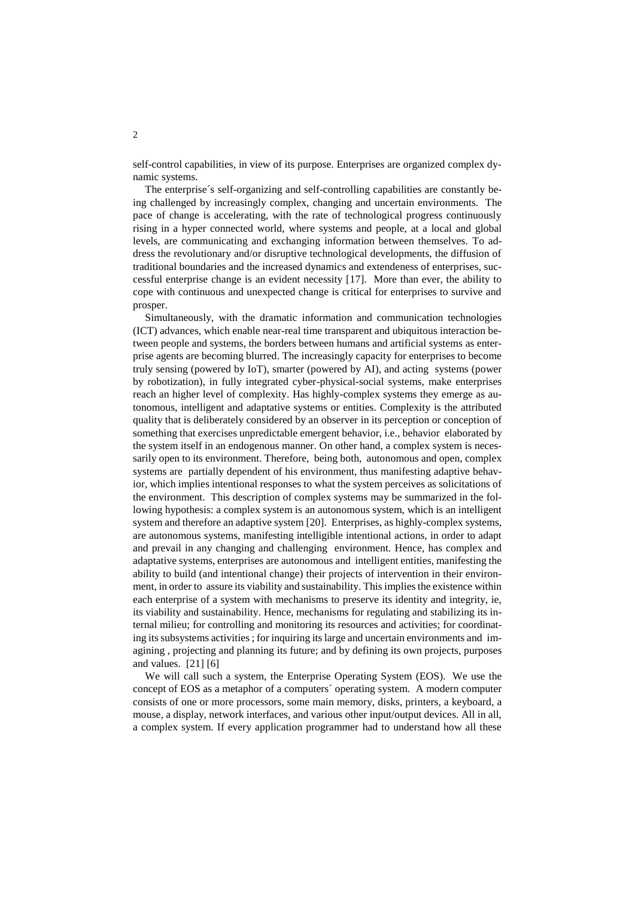self-control capabilities, in view of its purpose. Enterprises are organized complex dynamic systems.

The enterprise´s self-organizing and self-controlling capabilities are constantly being challenged by increasingly complex, changing and uncertain environments. The pace of change is accelerating, with the rate of technological progress continuously rising in a hyper connected world, where systems and people, at a local and global levels, are communicating and exchanging information between themselves. To address the revolutionary and/or disruptive technological developments, the diffusion of traditional boundaries and the increased dynamics and extendeness of enterprises, successful enterprise change is an evident necessity [17]. More than ever, the ability to cope with continuous and unexpected change is critical for enterprises to survive and prosper.

Simultaneously, with the dramatic information and communication technologies (ICT) advances, which enable near-real time transparent and ubiquitous interaction between people and systems, the borders between humans and artificial systems as enterprise agents are becoming blurred. The increasingly capacity for enterprises to become truly sensing (powered by IoT), smarter (powered by AI), and acting systems (power by robotization), in fully integrated cyber-physical-social systems, make enterprises reach an higher level of complexity. Has highly-complex systems they emerge as autonomous, intelligent and adaptative systems or entities. Complexity is the attributed quality that is deliberately considered by an observer in its perception or conception of something that exercises unpredictable emergent behavior, i.e., behavior elaborated by the system itself in an endogenous manner. On other hand, a complex system is necessarily open to its environment. Therefore, being both, autonomous and open, complex systems are partially dependent of his environment, thus manifesting adaptive behavior, which implies intentional responses to what the system perceives as solicitations of the environment. This description of complex systems may be summarized in the following hypothesis: a complex system is an autonomous system, which is an intelligent system and therefore an adaptive system [20]. Enterprises, as highly-complex systems, are autonomous systems, manifesting intelligible intentional actions, in order to adapt and prevail in any changing and challenging environment. Hence, has complex and adaptative systems, enterprises are autonomous and intelligent entities, manifesting the ability to build (and intentional change) their projects of intervention in their environment, in order to assure its viability and sustainability. This implies the existence within each enterprise of a system with mechanisms to preserve its identity and integrity, ie, its viability and sustainability. Hence, mechanisms for regulating and stabilizing its internal milieu; for controlling and monitoring its resources and activities; for coordinating its subsystems activities ; for inquiring its large and uncertain environments and imagining , projecting and planning its future; and by defining its own projects, purposes and values. [21] [6]

We will call such a system, the Enterprise Operating System (EOS). We use the concept of EOS as a metaphor of a computers´ operating system. A modern computer consists of one or more processors, some main memory, disks, printers, a keyboard, a mouse, a display, network interfaces, and various other input/output devices. All in all, a complex system. If every application programmer had to understand how all these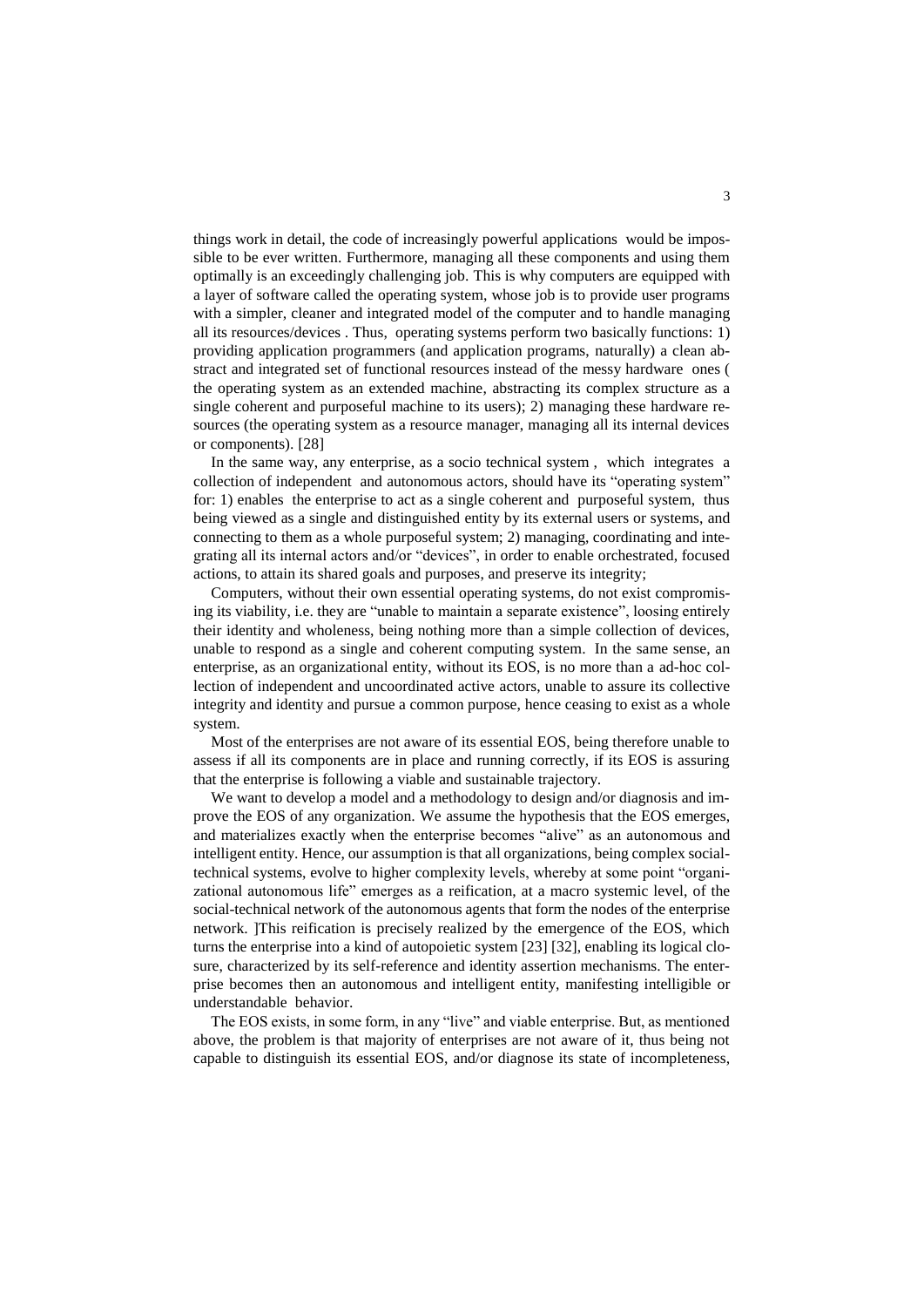things work in detail, the code of increasingly powerful applications would be impossible to be ever written. Furthermore, managing all these components and using them optimally is an exceedingly challenging job. This is why computers are equipped with a layer of software called the operating system, whose job is to provide user programs with a simpler, cleaner and integrated model of the computer and to handle managing all its resources/devices . Thus, operating systems perform two basically functions: 1) providing application programmers (and application programs, naturally) a clean abstract and integrated set of functional resources instead of the messy hardware ones ( the operating system as an extended machine, abstracting its complex structure as a single coherent and purposeful machine to its users); 2) managing these hardware resources (the operating system as a resource manager, managing all its internal devices or components). [28]

In the same way, any enterprise, as a socio technical system , which integrates a collection of independent and autonomous actors, should have its "operating system" for: 1) enables the enterprise to act as a single coherent and purposeful system, thus being viewed as a single and distinguished entity by its external users or systems, and connecting to them as a whole purposeful system; 2) managing, coordinating and integrating all its internal actors and/or "devices", in order to enable orchestrated, focused actions, to attain its shared goals and purposes, and preserve its integrity;

Computers, without their own essential operating systems, do not exist compromising its viability, i.e. they are "unable to maintain a separate existence", loosing entirely their identity and wholeness, being nothing more than a simple collection of devices, unable to respond as a single and coherent computing system. In the same sense, an enterprise, as an organizational entity, without its EOS, is no more than a ad-hoc collection of independent and uncoordinated active actors, unable to assure its collective integrity and identity and pursue a common purpose, hence ceasing to exist as a whole system.

Most of the enterprises are not aware of its essential EOS, being therefore unable to assess if all its components are in place and running correctly, if its EOS is assuring that the enterprise is following a viable and sustainable trajectory.

We want to develop a model and a methodology to design and/or diagnosis and improve the EOS of any organization. We assume the hypothesis that the EOS emerges, and materializes exactly when the enterprise becomes "alive" as an autonomous and intelligent entity. Hence, our assumption is that all organizations, being complex social-technical systems, evolve to higher complexity levels, whereby at some point "organizational autonomous life" emerges as a reification, at a macro systemic level, of the social-technical network of the autonomous agents that form the nodes of the enterprise network. ]This reification is precisely realized by the emergence of the EOS, which turns the enterprise into a kind of autopoietic system [23] [32], enabling its logical closure, characterized by its self-reference and identity assertion mechanisms. The enterprise becomes then an autonomous and intelligent entity, manifesting intelligible or understandable behavior.

The EOS exists, in some form, in any "live" and viable enterprise. But, as mentioned above, the problem is that majority of enterprises are not aware of it, thus being not capable to distinguish its essential EOS, and/or diagnose its state of incompleteness,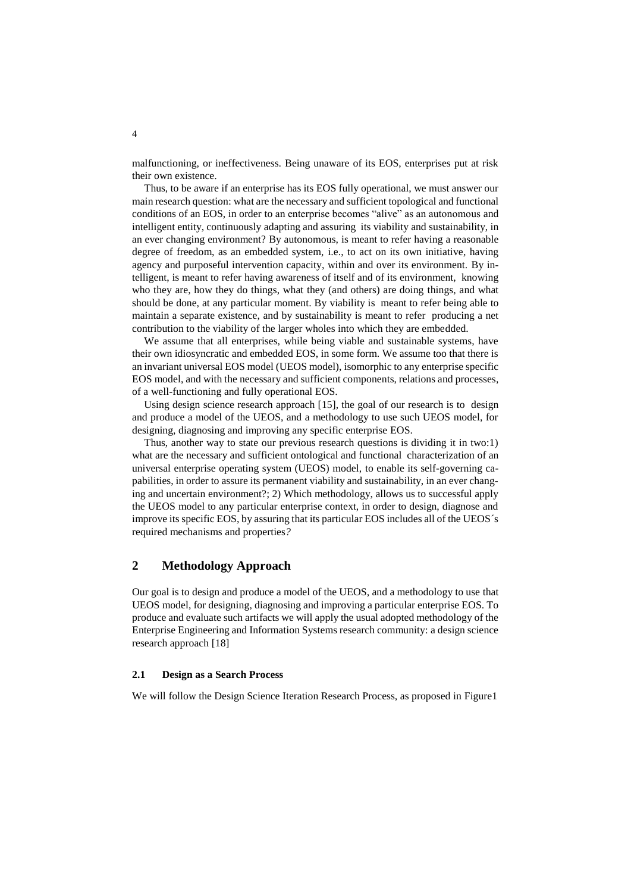malfunctioning, or ineffectiveness. Being unaware of its EOS, enterprises put at risk their own existence.

Thus, to be aware if an enterprise has its EOS fully operational, we must answer our main research question: what are the necessary and sufficient topological and functional conditions of an EOS, in order to an enterprise becomes "alive" as an autonomous and intelligent entity, continuously adapting and assuring its viability and sustainability, in an ever changing environment? By autonomous, is meant to refer having a reasonable degree of freedom, as an embedded system, i.e., to act on its own initiative, having agency and purposeful intervention capacity, within and over its environment. By intelligent, is meant to refer having awareness of itself and of its environment, knowing who they are, how they do things, what they (and others) are doing things, and what should be done, at any particular moment. By viability is meant to refer being able to maintain a separate existence, and by sustainability is meant to refer producing a net contribution to the viability of the larger wholes into which they are embedded.

We assume that all enterprises, while being viable and sustainable systems, have their own idiosyncratic and embedded EOS, in some form. We assume too that there is an invariant universal EOS model (UEOS model), isomorphic to any enterprise specific EOS model, and with the necessary and sufficient components, relations and processes, of a well-functioning and fully operational EOS.

Using design science research approach [15], the goal of our research is to design and produce a model of the UEOS, and a methodology to use such UEOS model, for designing, diagnosing and improving any specific enterprise EOS.

Thus, another way to state our previous research questions is dividing it in two:1) what are the necessary and sufficient ontological and functional characterization of an universal enterprise operating system (UEOS) model, to enable its self-governing capabilities, in order to assure its permanent viability and sustainability, in an ever changing and uncertain environment?; 2) Which methodology, allows us to successful apply the UEOS model to any particular enterprise context, in order to design, diagnose and improve its specific EOS, by assuring that its particular EOS includes all of the UEOS´s required mechanisms and properties?

## 2 Methodology Approach

Our goal is to design and produce a model of the UEOS, and a methodology to use that UEOS model, for designing, diagnosing and improving a particular enterprise EOS. To produce and evaluate such artifacts we will apply the usual adopted methodology of the Enterprise Engineering and Information Systems research community: a design science research approach [18]

### 2.1 Design as a Search Process

We will follow the Design Science Iteration Research Process, as proposed in Figure1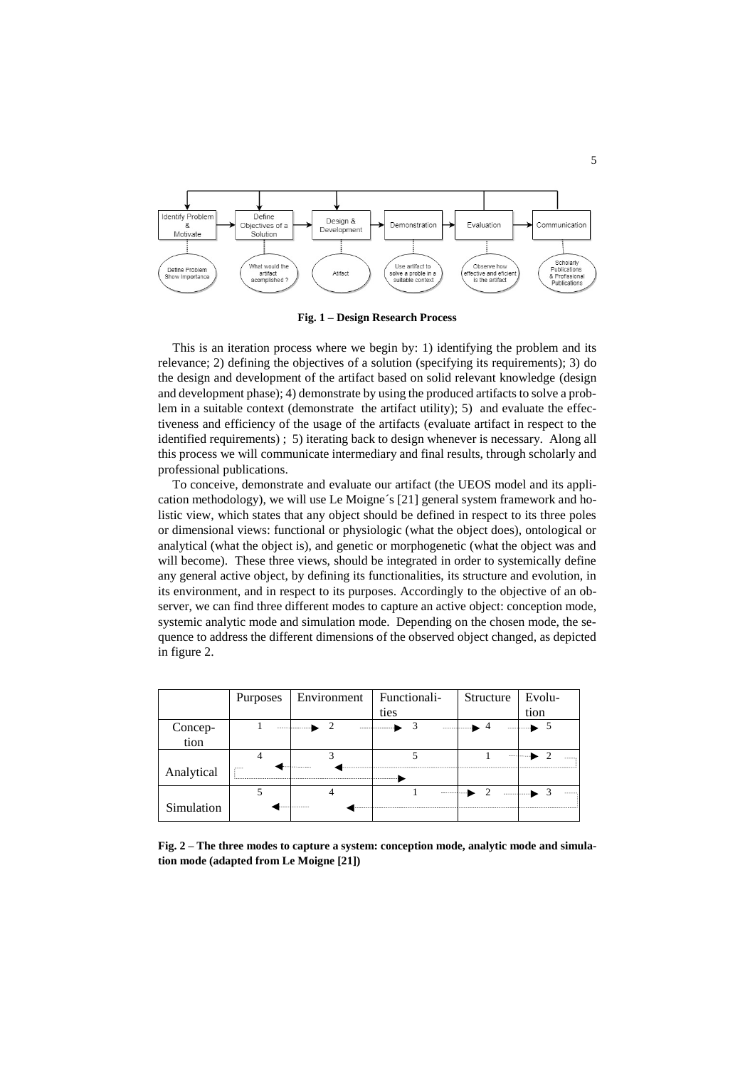Fig. 1 – Design Research Process

This is an iteration process where we begin by: 1) identifying the problem and its relevance; 2) defining the objectives of a solution (specifying its requirements); 3) do the design and development of the artifact based on solid relevant knowledge (design and development phase); 4) demonstrate by using the produced artifacts to solve a problem in a suitable context (demonstrate the artifact utility); 5) and evaluate the effectiveness and efficiency of the usage of the artifacts (evaluate artifact in respect to the identified requirements) ; 5) iterating back to design whenever is necessary. Along all this process we will communicate intermediary and final results, through scholarly and professional publications.

To conceive, demonstrate and evaluate our artifact (the UEOS model and its application methodology), we will use Le Moigne´s [21] general system framework and holistic view, which states that any object should be defined in respect to its three poles or dimensional views: functional or physiologic (what the object does), ontological or analytical (what the object is), and genetic or morphogenetic (what the object was and will become). These three views, should be integrated in order to systemically define any general active object, by defining its functionalities, its structure and evolution, in its environment, and in respect to its purposes. Accordingly to the objective of an observer, we can find three different modes to capture an active object: conception mode, systemic analytic mode and simulation mode. Depending on the chosen mode, the sequence to address the different dimensions of the observed object changed, as depicted in figure 2.

| | Purposes | Environment | Functionalities | Structure | Evolution |
|---|---|---|---|---|---|
| Conception | 1 | 2 | 3 | 4 | 5 |
| Analytical | 4 | 3 | 5 | 1 | 2 |
| Simulation | 5 | 4 | 1 | 2 | 3 |

**Fig. 2 – The three modes to capture a system: conception mode, analytic mode and simulation mode (adapted from Le Moigne [21])**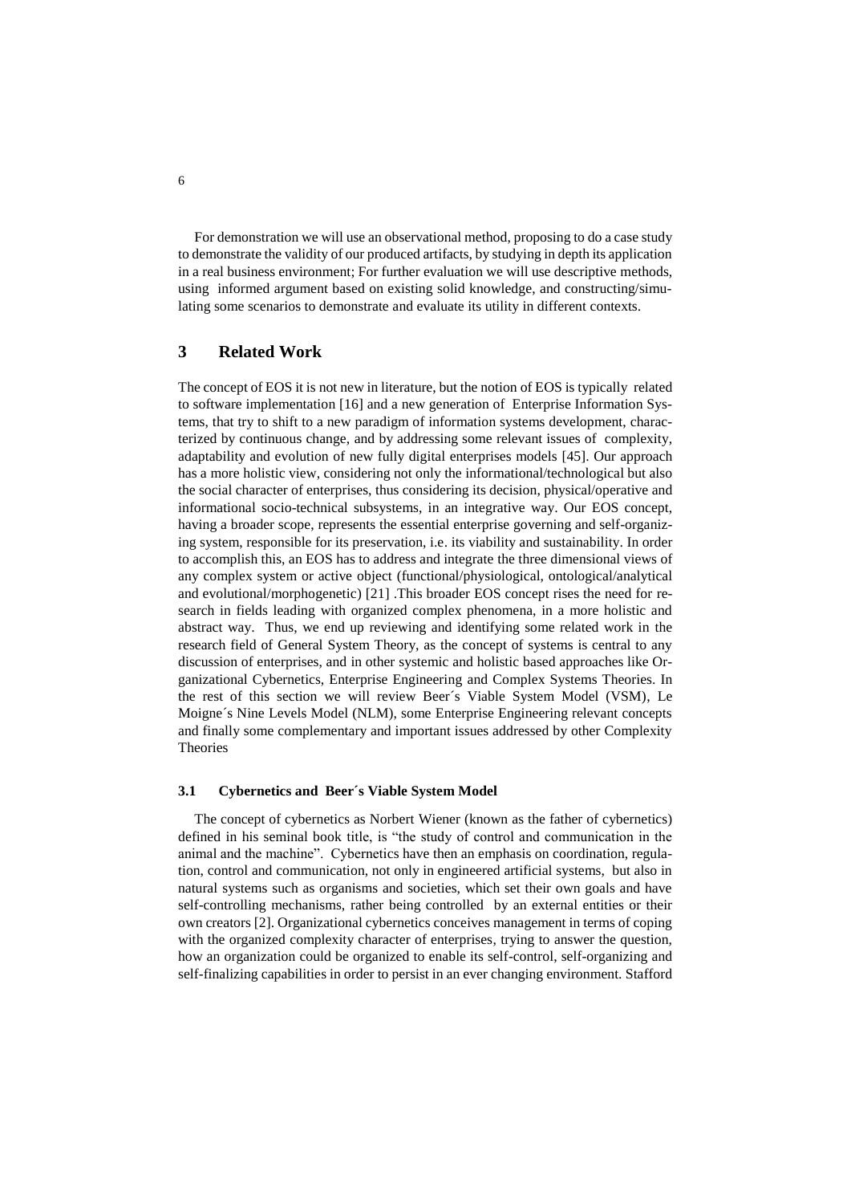For demonstration we will use an observational method, proposing to do a case study to demonstrate the validity of our produced artifacts, by studying in depth its application in a real business environment; For further evaluation we will use descriptive methods, using informed argument based on existing solid knowledge, and constructing/simulating some scenarios to demonstrate and evaluate its utility in different contexts.

## 3 Related Work

The concept of EOS it is not new in literature, but the notion of EOS is typically related to software implementation [16] and a new generation of Enterprise Information Systems, that try to shift to a new paradigm of information systems development, characterized by continuous change, and by addressing some relevant issues of complexity, adaptability and evolution of new fully digital enterprises models [45]. Our approach has a more holistic view, considering not only the informational/technological but also the social character of enterprises, thus considering its decision, physical/operative and informational socio-technical subsystems, in an integrative way. Our EOS concept, having a broader scope, represents the essential enterprise governing and self-organizing system, responsible for its preservation, i.e. its viability and sustainability. In order to accomplish this, an EOS has to address and integrate the three dimensional views of any complex system or active object (functional/physiological, ontological/analytical and evolutional/morphogenetic) [21] .This broader EOS concept rises the need for research in fields leading with organized complex phenomena, in a more holistic and abstract way. Thus, we end up reviewing and identifying some related work in the research field of General System Theory, as the concept of systems is central to any discussion of enterprises, and in other systemic and holistic based approaches like Organizational Cybernetics, Enterprise Engineering and Complex Systems Theories. In the rest of this section we will review Beer´s Viable System Model (VSM), Le Moigne´s Nine Levels Model (NLM), some Enterprise Engineering relevant concepts and finally some complementary and important issues addressed by other Complexity Theories

### 3.1 Cybernetics and Beer´s Viable System Model

The concept of cybernetics as Norbert Wiener (known as the father of cybernetics) defined in his seminal book title, is "the study of control and communication in the animal and the machine". Cybernetics have then an emphasis on coordination, regulation, control and communication, not only in engineered artificial systems, but also in natural systems such as organisms and societies, which set their own goals and have self-controlling mechanisms, rather being controlled by an external entities or their own creators [2]. Organizational cybernetics conceives management in terms of coping with the organized complexity character of enterprises, trying to answer the question, how an organization could be organized to enable its self-control, self-organizing and self-finalizing capabilities in order to persist in an ever changing environment. Stafford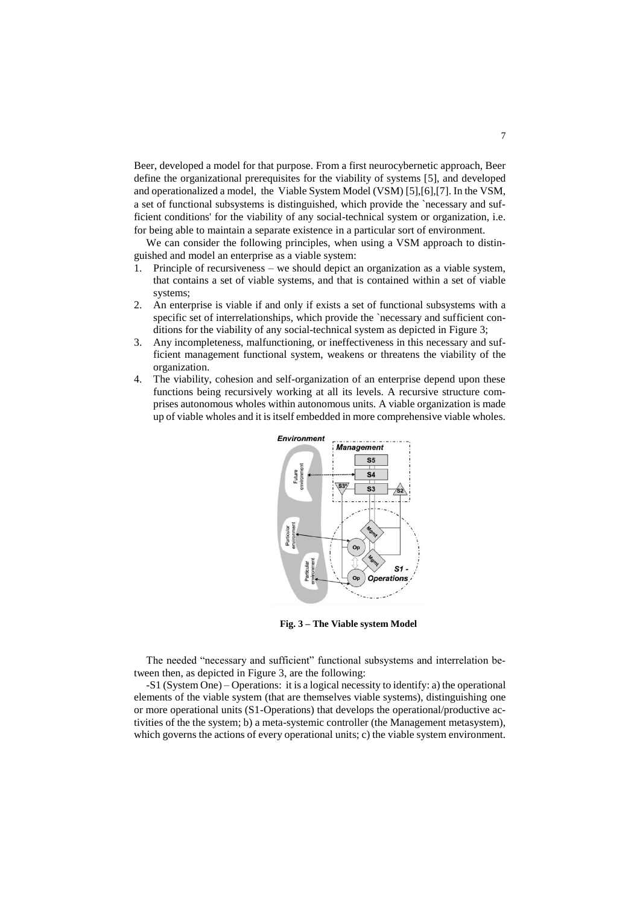Beer, developed a model for that purpose. From a first neurocybernetic approach, Beer define the organizational prerequisites for the viability of systems [5], and developed and operationalized a model, the Viable System Model (VSM) [5],[6],[7]. In the VSM, a set of functional subsystems is distinguished, which provide the `necessary and sufficient conditions' for the viability of any social-technical system or organization, i.e. for being able to maintain a separate existence in a particular sort of environment.

We can consider the following principles, when using a VSM approach to distinguished and model an enterprise as a viable system:

1. Principle of recursiveness – we should depict an organization as a viable system, that contains a set of viable systems, and that is contained within a set of viable systems;
2. An enterprise is viable if and only if exists a set of functional subsystems with a specific set of interrelationships, which provide the `necessary and sufficient conditions for the viability of any social-technical system as depicted in Figure 3;
3. Any incompleteness, malfunctioning, or ineffectiveness in this necessary and sufficient management functional system, weakens or threatens the viability of the organization.
4. The viability, cohesion and self-organization of an enterprise depend upon these functions being recursively working at all its levels. A recursive structure comprises autonomous wholes within autonomous units. A viable organization is made up of viable wholes and it is itself embedded in more comprehensive viable wholes.

**Fig. 3 – The Viable system Model**

The needed "necessary and sufficient" functional subsystems and interrelation between then, as depicted in Figure 3, are the following:

-S1 (System One) – Operations: it is a logical necessity to identify: a) the operational elements of the viable system (that are themselves viable systems), distinguishing one or more operational units (S1-Operations) that develops the operational/productive activities of the the system; b) a meta-systemic controller (the Management metasystem), which governs the actions of every operational units; c) the viable system environment.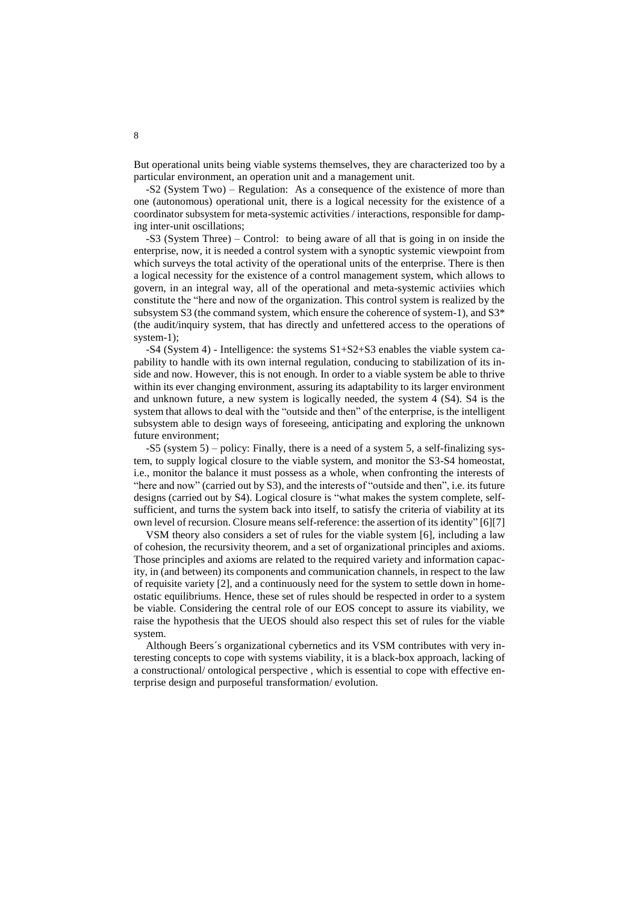But operational units being viable systems themselves, they are characterized too by a particular environment, an operation unit and a management unit.

-S2 (System Two) – Regulation: As a consequence of the existence of more than one (autonomous) operational unit, there is a logical necessity for the existence of a coordinator subsystem for meta-systemic activities / interactions, responsible for damping inter-unit oscillations;

-S3 (System Three) – Control: to being aware of all that is going in on inside the enterprise, now, it is needed a control system with a synoptic systemic viewpoint from which surveys the total activity of the operational units of the enterprise. There is then a logical necessity for the existence of a control management system, which allows to govern, in an integral way, all of the operational and meta-systemic activiies which constitute the "here and now of the organization. This control system is realized by the subsystem S3 (the command system, which ensure the coherence of system-1), and S3* (the audit/inquiry system, that has directly and unfettered access to the operations of system-1);

-S4 (System 4) - Intelligence: the systems S1+S2+S3 enables the viable system capability to handle with its own internal regulation, conducing to stabilization of its inside and now. However, this is not enough. In order to a viable system be able to thrive within its ever changing environment, assuring its adaptability to its larger environment and unknown future, a new system is logically needed, the system 4 (S4). S4 is the system that allows to deal with the "outside and then" of the enterprise, is the intelligent subsystem able to design ways of foreseeing, anticipating and exploring the unknown future environment;

-S5 (system 5) – policy: Finally, there is a need of a system 5, a self-finalizing system, to supply logical closure to the viable system, and monitor the S3-S4 homeostat, i.e., monitor the balance it must possess as a whole, when confronting the interests of "here and now" (carried out by S3), and the interests of "outside and then", i.e. its future designs (carried out by S4). Logical closure is "what makes the system complete, self-sufficient, and turns the system back into itself, to satisfy the criteria of viability at its own level of recursion. Closure means self-reference: the assertion of its identity" [6][7]

VSM theory also considers a set of rules for the viable system [6], including a law of cohesion, the recursivity theorem, and a set of organizational principles and axioms. Those principles and axioms are related to the required variety and information capacity, in (and between) its components and communication channels, in respect to the law of requisite variety [2], and a continuously need for the system to settle down in homeostatic equilibriums. Hence, these set of rules should be respected in order to a system be viable. Considering the central role of our EOS concept to assure its viability, we raise the hypothesis that the UEOS should also respect this set of rules for the viable system.

Although Beers´s organizational cybernetics and its VSM contributes with very interesting concepts to cope with systems viability, it is a black-box approach, lacking of a constructional/ ontological perspective , which is essential to cope with effective enterprise design and purposeful transformation/ evolution.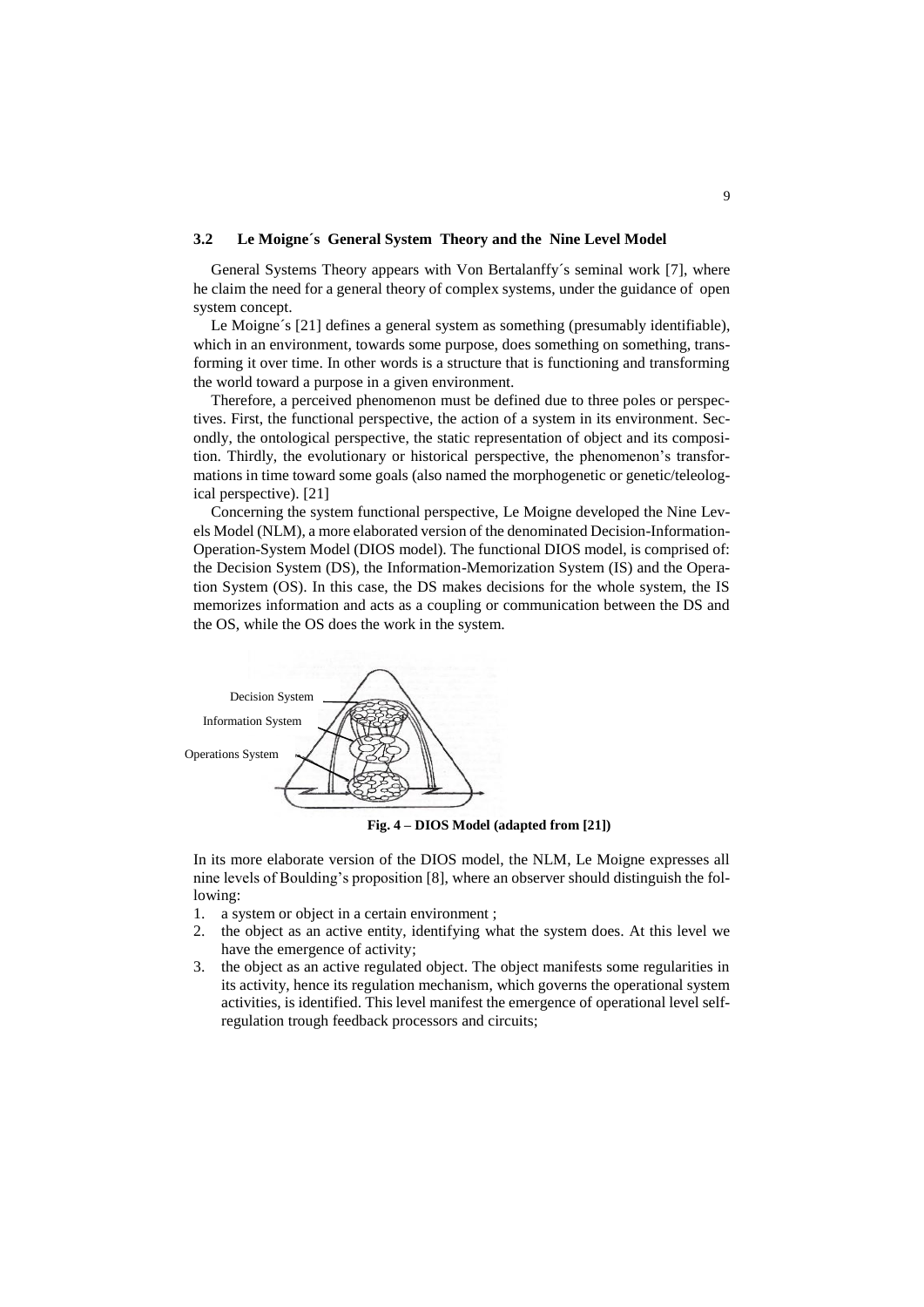### 3.2 Le Moigne´s General System Theory and the Nine Level Model

General Systems Theory appears with Von Bertalanffy´s seminal work [7], where he claim the need for a general theory of complex systems, under the guidance of open system concept.

Le Moigne´s [21] defines a general system as something (presumably identifiable), which in an environment, towards some purpose, does something on something, transforming it over time. In other words is a structure that is functioning and transforming the world toward a purpose in a given environment.

Therefore, a perceived phenomenon must be defined due to three poles or perspectives. First, the functional perspective, the action of a system in its environment. Secondly, the ontological perspective, the static representation of object and its composition. Thirdly, the evolutionary or historical perspective, the phenomenon's transformations in time toward some goals (also named the morphogenetic or genetic/teleological perspective). [21]

Concerning the system functional perspective, Le Moigne developed the Nine Levels Model (NLM), a more elaborated version of the denominated Decision-Information-Operation-System Model (DIOS model). The functional DIOS model, is comprised of: the Decision System (DS), the Information-Memorization System (IS) and the Operation System (OS). In this case, the DS makes decisions for the whole system, the IS memorizes information and acts as a coupling or communication between the DS and the OS, while the OS does the work in the system.

Decision System

Information System

Operations System

**Fig. 4 – DIOS Model (adapted from [21])**

In its more elaborate version of the DIOS model, the NLM, Le Moigne expresses all nine levels of Boulding's proposition [8], where an observer should distinguish the following:

1. a system or object in a certain environment ;
2. the object as an active entity, identifying what the system does. At this level we have the emergence of activity;
3. the object as an active regulated object. The object manifests some regularities in its activity, hence its regulation mechanism, which governs the operational system activities, is identified. This level manifest the emergence of operational level self-regulation trough feedback processors and circuits;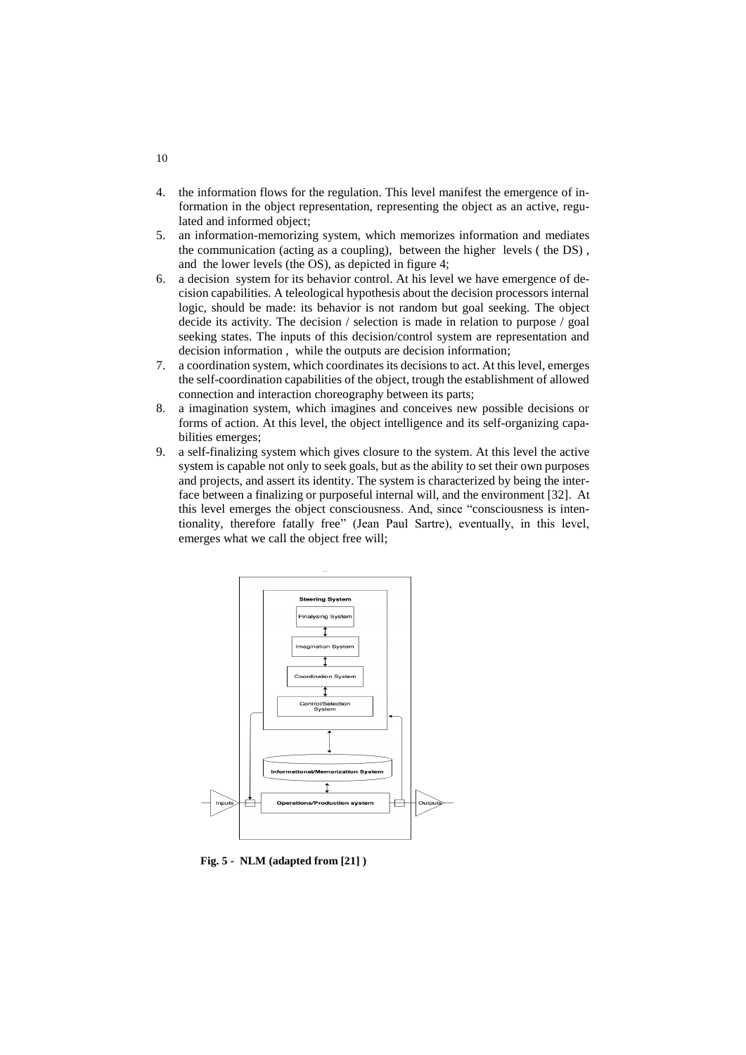4. the information flows for the regulation. This level manifest the emergence of information in the object representation, representing the object as an active, regulated and informed object;
5. an information-memorizing system, which memorizes information and mediates the communication (acting as a coupling), between the higher levels ( the DS) , and the lower levels (the OS), as depicted in figure 4;
6. a decision system for its behavior control. At his level we have emergence of decision capabilities. A teleological hypothesis about the decision processors internal logic, should be made: its behavior is not random but goal seeking. The object decide its activity. The decision / selection is made in relation to purpose / goal seeking states. The inputs of this decision/control system are representation and decision information , while the outputs are decision information;
7. a coordination system, which coordinates its decisions to act. At this level, emerges the self-coordination capabilities of the object, trough the establishment of allowed connection and interaction choreography between its parts;
8. a imagination system, which imagines and conceives new possible decisions or forms of action. At this level, the object intelligence and its self-organizing capabilities emerges;
9. a self-finalizing system which gives closure to the system. At this level the active system is capable not only to seek goals, but as the ability to set their own purposes and projects, and assert its identity. The system is characterized by being the interface between a finalizing or purposeful internal will, and the environment [32]. At this level emerges the object consciousness. And, since "consciousness is intentionality, therefore fatally free" (Jean Paul Sartre), eventually, in this level, emerges what we call the object free will;

**Fig. 5 - NLM (adapted from [21] )**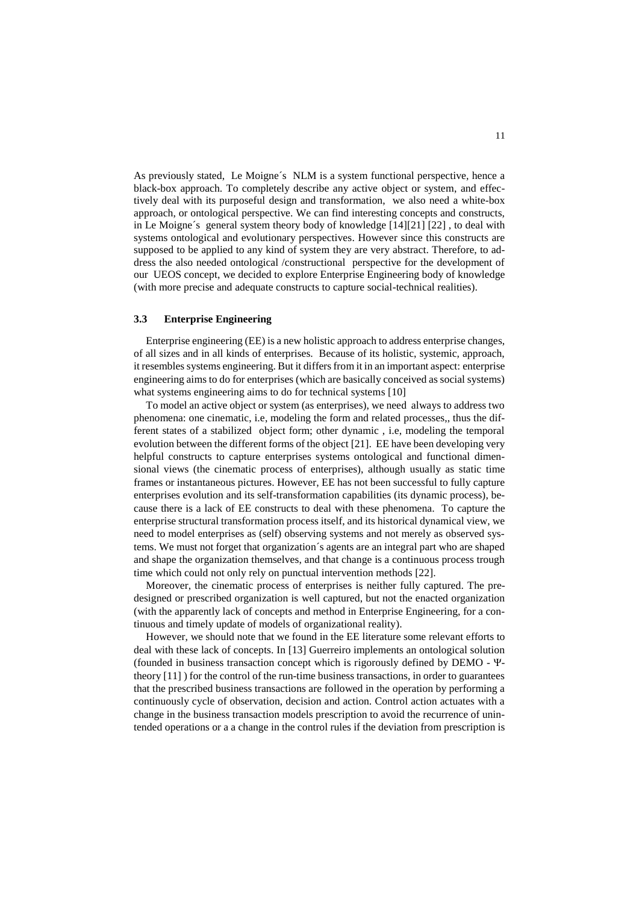As previously stated, Le Moigne´s NLM is a system functional perspective, hence a black-box approach. To completely describe any active object or system, and effectively deal with its purposeful design and transformation, we also need a white-box approach, or ontological perspective. We can find interesting concepts and constructs, in Le Moigne´s general system theory body of knowledge [14][21] [22] , to deal with systems ontological and evolutionary perspectives. However since this constructs are supposed to be applied to any kind of system they are very abstract. Therefore, to address the also needed ontological /constructional perspective for the development of our UEOS concept, we decided to explore Enterprise Engineering body of knowledge (with more precise and adequate constructs to capture social-technical realities).

### 3.3 Enterprise Engineering

Enterprise engineering (EE) is a new holistic approach to address enterprise changes, of all sizes and in all kinds of enterprises. Because of its holistic, systemic, approach, it resembles systems engineering. But it differs from it in an important aspect: enterprise engineering aims to do for enterprises (which are basically conceived as social systems) what systems engineering aims to do for technical systems [10]

To model an active object or system (as enterprises), we need always to address two phenomena: one cinematic, i.e, modeling the form and related processes,, thus the different states of a stabilized object form; other dynamic , i.e, modeling the temporal evolution between the different forms of the object [21]. EE have been developing very helpful constructs to capture enterprises systems ontological and functional dimensional views (the cinematic process of enterprises), although usually as static time frames or instantaneous pictures. However, EE has not been successful to fully capture enterprises evolution and its self-transformation capabilities (its dynamic process), because there is a lack of EE constructs to deal with these phenomena. To capture the enterprise structural transformation process itself, and its historical dynamical view, we need to model enterprises as (self) observing systems and not merely as observed systems. We must not forget that organization´s agents are an integral part who are shaped and shape the organization themselves, and that change is a continuous process trough time which could not only rely on punctual intervention methods [22].

Moreover, the cinematic process of enterprises is neither fully captured. The predesigned or prescribed organization is well captured, but not the enacted organization (with the apparently lack of concepts and method in Enterprise Engineering, for a continuous and timely update of models of organizational reality).

However, we should note that we found in the EE literature some relevant efforts to deal with these lack of concepts. In [13] Guerreiro implements an ontological solution (founded in business transaction concept which is rigorously defined by DEMO - Ψ-theory [11] ) for the control of the run-time business transactions, in order to guarantees that the prescribed business transactions are followed in the operation by performing a continuously cycle of observation, decision and action. Control action actuates with a change in the business transaction models prescription to avoid the recurrence of unintended operations or a a change in the control rules if the deviation from prescription is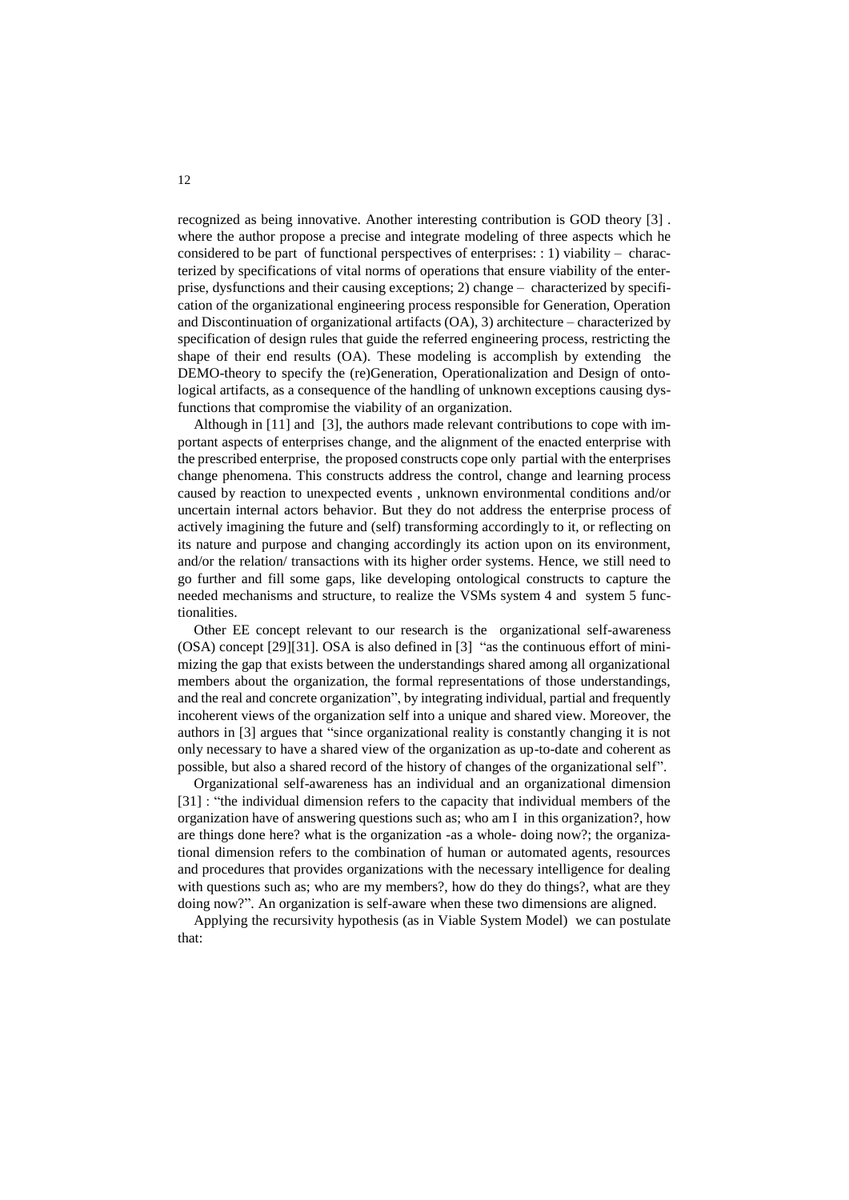recognized as being innovative. Another interesting contribution is GOD theory [3] . where the author propose a precise and integrate modeling of three aspects which he considered to be part of functional perspectives of enterprises: : 1) viability – characterized by specifications of vital norms of operations that ensure viability of the enterprise, dysfunctions and their causing exceptions; 2) change – characterized by specification of the organizational engineering process responsible for Generation, Operation and Discontinuation of organizational artifacts (OA), 3) architecture – characterized by specification of design rules that guide the referred engineering process, restricting the shape of their end results (OA). These modeling is accomplish by extending the DEMO-theory to specify the (re)Generation, Operationalization and Design of ontological artifacts, as a consequence of the handling of unknown exceptions causing dysfunctions that compromise the viability of an organization.

Although in [11] and [3], the authors made relevant contributions to cope with important aspects of enterprises change, and the alignment of the enacted enterprise with the prescribed enterprise, the proposed constructs cope only partial with the enterprises change phenomena. This constructs address the control, change and learning process caused by reaction to unexpected events , unknown environmental conditions and/or uncertain internal actors behavior. But they do not address the enterprise process of actively imagining the future and (self) transforming accordingly to it, or reflecting on its nature and purpose and changing accordingly its action upon on its environment, and/or the relation/ transactions with its higher order systems. Hence, we still need to go further and fill some gaps, like developing ontological constructs to capture the needed mechanisms and structure, to realize the VSMs system 4 and system 5 functionalities.

Other EE concept relevant to our research is the organizational self-awareness (OSA) concept [29][31]. OSA is also defined in [3] "as the continuous effort of minimizing the gap that exists between the understandings shared among all organizational members about the organization, the formal representations of those understandings, and the real and concrete organization", by integrating individual, partial and frequently incoherent views of the organization self into a unique and shared view. Moreover, the authors in [3] argues that "since organizational reality is constantly changing it is not only necessary to have a shared view of the organization as up-to-date and coherent as possible, but also a shared record of the history of changes of the organizational self".

Organizational self-awareness has an individual and an organizational dimension [31] : "the individual dimension refers to the capacity that individual members of the organization have of answering questions such as; who am I in this organization?, how are things done here? what is the organization -as a whole- doing now?; the organizational dimension refers to the combination of human or automated agents, resources and procedures that provides organizations with the necessary intelligence for dealing with questions such as; who are my members?, how do they do things?, what are they doing now?". An organization is self-aware when these two dimensions are aligned.

Applying the recursivity hypothesis (as in Viable System Model) we can postulate that: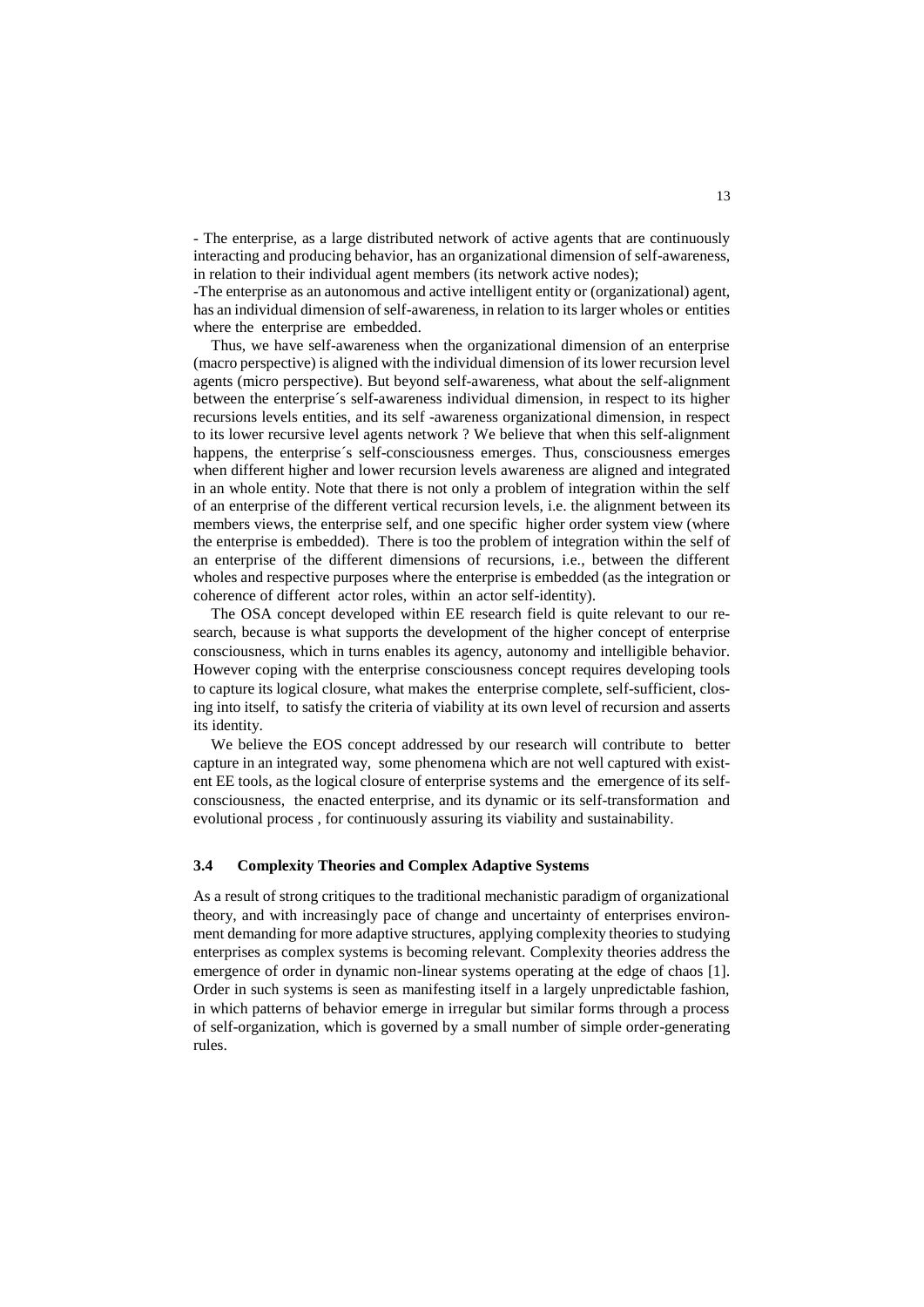- The enterprise, as a large distributed network of active agents that are continuously interacting and producing behavior, has an organizational dimension of self-awareness, in relation to their individual agent members (its network active nodes);

-The enterprise as an autonomous and active intelligent entity or (organizational) agent, has an individual dimension of self-awareness, in relation to its larger wholes or entities where the enterprise are embedded.

Thus, we have self-awareness when the organizational dimension of an enterprise (macro perspective) is aligned with the individual dimension of its lower recursion level agents (micro perspective). But beyond self-awareness, what about the self-alignment between the enterprise´s self-awareness individual dimension, in respect to its higher recursions levels entities, and its self -awareness organizational dimension, in respect to its lower recursive level agents network ? We believe that when this self-alignment happens, the enterprise´s self-consciousness emerges. Thus, consciousness emerges when different higher and lower recursion levels awareness are aligned and integrated in an whole entity. Note that there is not only a problem of integration within the self of an enterprise of the different vertical recursion levels, i.e. the alignment between its members views, the enterprise self, and one specific higher order system view (where the enterprise is embedded). There is too the problem of integration within the self of an enterprise of the different dimensions of recursions, i.e., between the different wholes and respective purposes where the enterprise is embedded (as the integration or coherence of different actor roles, within an actor self-identity).

The OSA concept developed within EE research field is quite relevant to our research, because is what supports the development of the higher concept of enterprise consciousness, which in turns enables its agency, autonomy and intelligible behavior. However coping with the enterprise consciousness concept requires developing tools to capture its logical closure, what makes the enterprise complete, self-sufficient, closing into itself, to satisfy the criteria of viability at its own level of recursion and asserts its identity.

We believe the EOS concept addressed by our research will contribute to better capture in an integrated way, some phenomena which are not well captured with existent EE tools, as the logical closure of enterprise systems and the emergence of its self-consciousness, the enacted enterprise, and its dynamic or its self-transformation and evolutional process , for continuously assuring its viability and sustainability.

### 3.4 Complexity Theories and Complex Adaptive Systems

As a result of strong critiques to the traditional mechanistic paradigm of organizational theory, and with increasingly pace of change and uncertainty of enterprises environment demanding for more adaptive structures, applying complexity theories to studying enterprises as complex systems is becoming relevant. Complexity theories address the emergence of order in dynamic non-linear systems operating at the edge of chaos [1]. Order in such systems is seen as manifesting itself in a largely unpredictable fashion, in which patterns of behavior emerge in irregular but similar forms through a process of self-organization, which is governed by a small number of simple order-generating rules.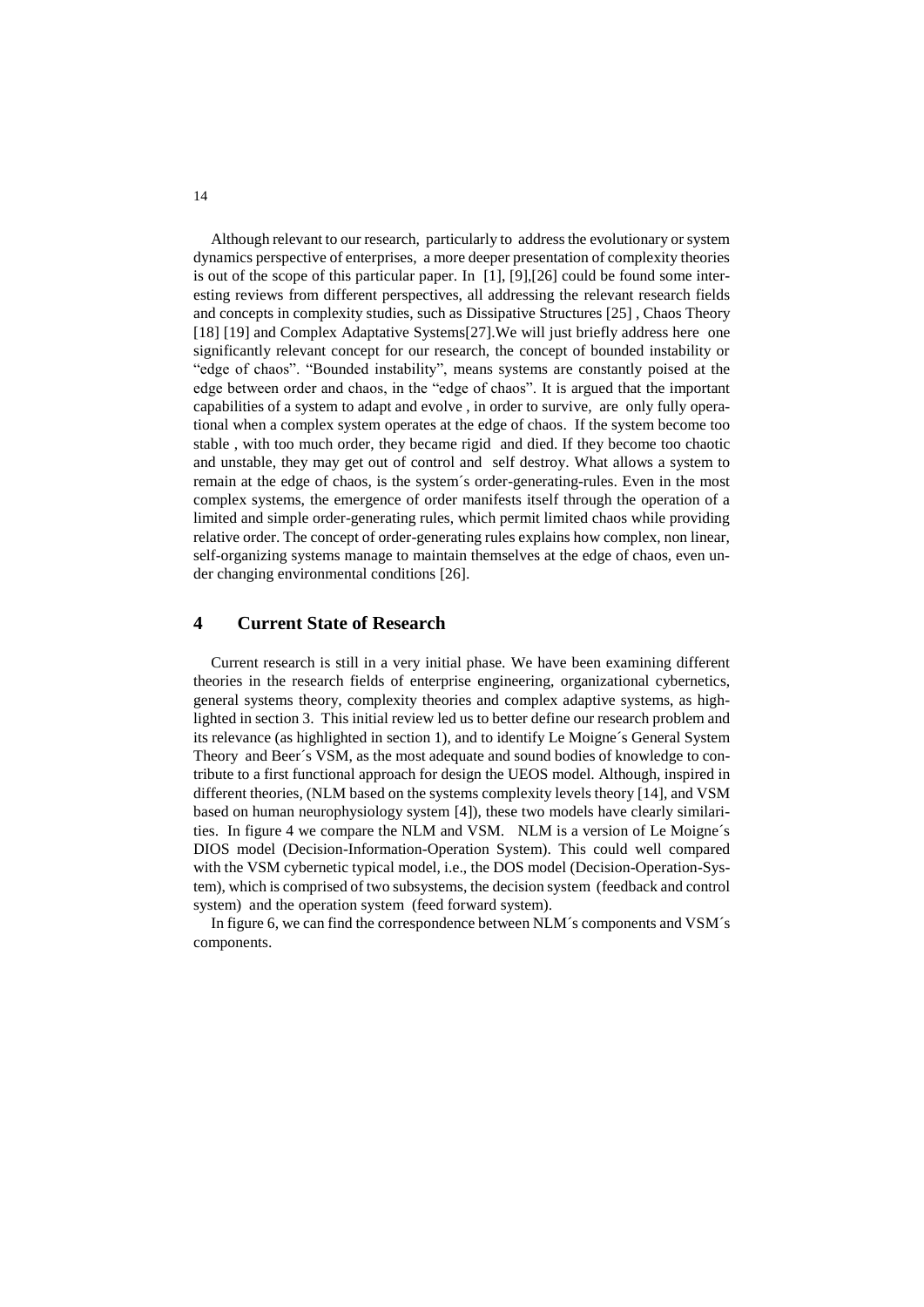Although relevant to our research, particularly to address the evolutionary or system dynamics perspective of enterprises, a more deeper presentation of complexity theories is out of the scope of this particular paper. In [1], [9],[26] could be found some interesting reviews from different perspectives, all addressing the relevant research fields and concepts in complexity studies, such as Dissipative Structures [25] , Chaos Theory [18] [19] and Complex Adaptative Systems[27].We will just briefly address here one significantly relevant concept for our research, the concept of bounded instability or "edge of chaos". "Bounded instability", means systems are constantly poised at the edge between order and chaos, in the "edge of chaos". It is argued that the important capabilities of a system to adapt and evolve , in order to survive, are only fully operational when a complex system operates at the edge of chaos. If the system become too stable , with too much order, they became rigid and died. If they become too chaotic and unstable, they may get out of control and self destroy. What allows a system to remain at the edge of chaos, is the system´s order-generating-rules. Even in the most complex systems, the emergence of order manifests itself through the operation of a limited and simple order-generating rules, which permit limited chaos while providing relative order. The concept of order-generating rules explains how complex, non linear, self-organizing systems manage to maintain themselves at the edge of chaos, even under changing environmental conditions [26].

## 4 Current State of Research

Current research is still in a very initial phase. We have been examining different theories in the research fields of enterprise engineering, organizational cybernetics, general systems theory, complexity theories and complex adaptive systems, as highlighted in section 3. This initial review led us to better define our research problem and its relevance (as highlighted in section 1), and to identify Le Moigne´s General System Theory and Beer´s VSM, as the most adequate and sound bodies of knowledge to contribute to a first functional approach for design the UEOS model. Although, inspired in different theories, (NLM based on the systems complexity levels theory [14], and VSM based on human neurophysiology system [4]), these two models have clearly similarities. In figure 4 we compare the NLM and VSM. NLM is a version of Le Moigne´s DIOS model (Decision-Information-Operation System). This could well compared with the VSM cybernetic typical model, i.e., the DOS model (Decision-Operation-System), which is comprised of two subsystems, the decision system (feedback and control system) and the operation system (feed forward system).

In figure 6, we can find the correspondence between NLM´s components and VSM´s components.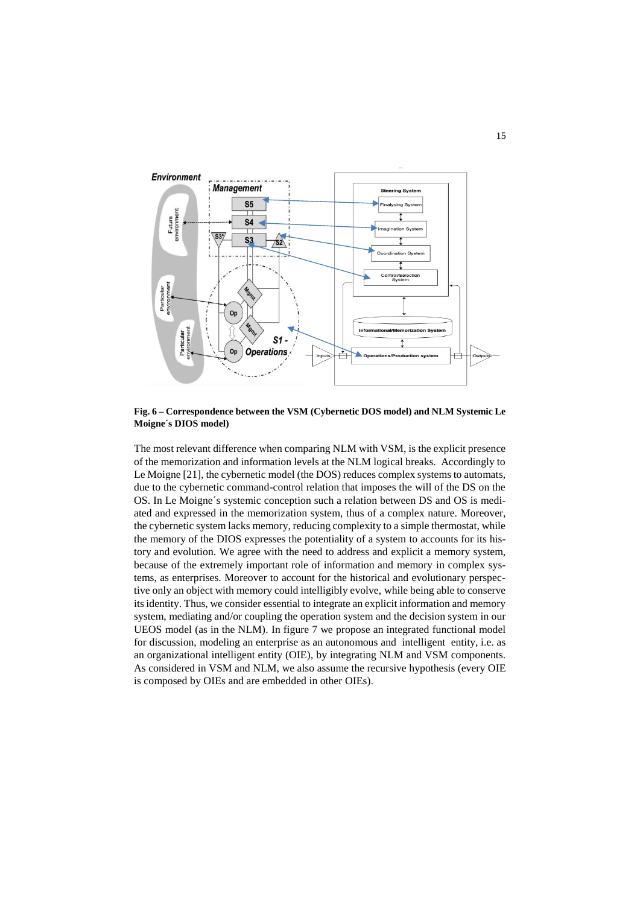**Fig. 6 – Correspondence between the VSM (Cybernetic DOS model) and NLM Systemic Le Moigne´s DIOS model)**

The most relevant difference when comparing NLM with VSM, is the explicit presence of the memorization and information levels at the NLM logical breaks. Accordingly to Le Moigne [21], the cybernetic model (the DOS) reduces complex systems to automats, due to the cybernetic command-control relation that imposes the will of the DS on the OS. In Le Moigne´s systemic conception such a relation between DS and OS is mediated and expressed in the memorization system, thus of a complex nature. Moreover, the cybernetic system lacks memory, reducing complexity to a simple thermostat, while the memory of the DIOS expresses the potentiality of a system to accounts for its history and evolution. We agree with the need to address and explicit a memory system, because of the extremely important role of information and memory in complex systems, as enterprises. Moreover to account for the historical and evolutionary perspective only an object with memory could intelligibly evolve, while being able to conserve its identity. Thus, we consider essential to integrate an explicit information and memory system, mediating and/or coupling the operation system and the decision system in our UEOS model (as in the NLM). In figure 7 we propose an integrated functional model for discussion, modeling an enterprise as an autonomous and intelligent entity, i.e. as an organizational intelligent entity (OIE), by integrating NLM and VSM components. As considered in VSM and NLM, we also assume the recursive hypothesis (every OIE is composed by OIEs and are embedded in other OIEs).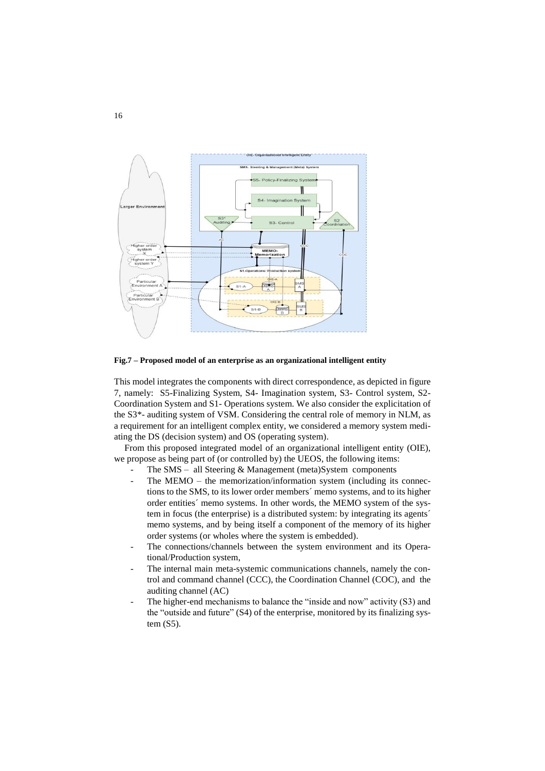**Fig.7 – Proposed model of an enterprise as an organizational intelligent entity**

This model integrates the components with direct correspondence, as depicted in figure 7, namely: S5-Finalizing System, S4- Imagination system, S3- Control system, S2- Coordination System and S1- Operations system. We also consider the explicitation of the S3*- auditing system of VSM. Considering the central role of memory in NLM, as a requirement for an intelligent complex entity, we considered a memory system mediating the DS (decision system) and OS (operating system).

From this proposed integrated model of an organizational intelligent entity (OIE), we propose as being part of (or controlled by) the UEOS, the following items:

- The SMS – all Steering & Management (meta)System components
- The MEMO – the memorization/information system (including its connections to the SMS, to its lower order members´ memo systems, and to its higher order entities´ memo systems. In other words, the MEMO system of the system in focus (the enterprise) is a distributed system: by integrating its agents´ memo systems, and by being itself a component of the memory of its higher order systems (or wholes where the system is embedded).
- The connections/channels between the system environment and its Operational/Production system,
- The internal main meta-systemic communications channels, namely the control and command channel (CCC), the Coordination Channel (COC), and the auditing channel (AC)
- The higher-end mechanisms to balance the "inside and now" activity (S3) and the "outside and future" (S4) of the enterprise, monitored by its finalizing system (S5).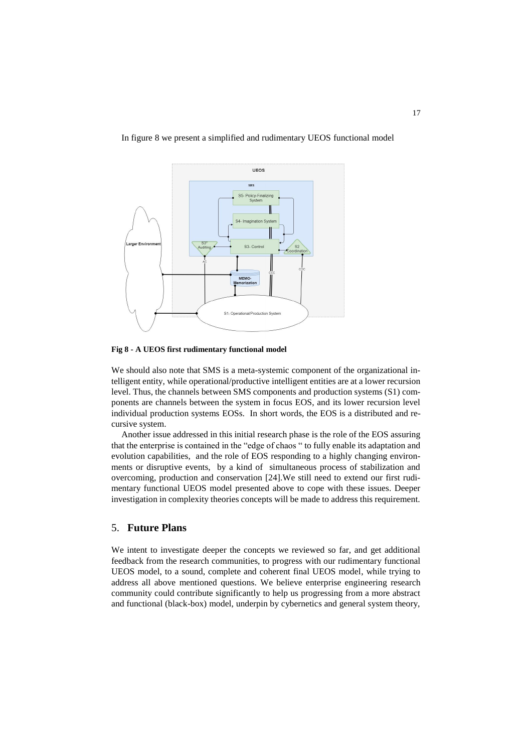In figure 8 we present a simplified and rudimentary UEOS functional model

**Fig 8 - A UEOS first rudimentary functional model**

We should also note that SMS is a meta-systemic component of the organizational intelligent entity, while operational/productive intelligent entities are at a lower recursion level. Thus, the channels between SMS components and production systems (S1) components are channels between the system in focus EOS, and its lower recursion level individual production systems EOSs. In short words, the EOS is a distributed and recursive system.

Another issue addressed in this initial research phase is the role of the EOS assuring that the enterprise is contained in the "edge of chaos " to fully enable its adaptation and evolution capabilities, and the role of EOS responding to a highly changing environments or disruptive events, by a kind of simultaneous process of stabilization and overcoming, production and conservation [24].We still need to extend our first rudimentary functional UEOS model presented above to cope with these issues. Deeper investigation in complexity theories concepts will be made to address this requirement.

## 5. Future Plans

We intent to investigate deeper the concepts we reviewed so far, and get additional feedback from the research communities, to progress with our rudimentary functional UEOS model, to a sound, complete and coherent final UEOS model, while trying to address all above mentioned questions. We believe enterprise engineering research community could contribute significantly to help us progressing from a more abstract and functional (black-box) model, underpin by cybernetics and general system theory,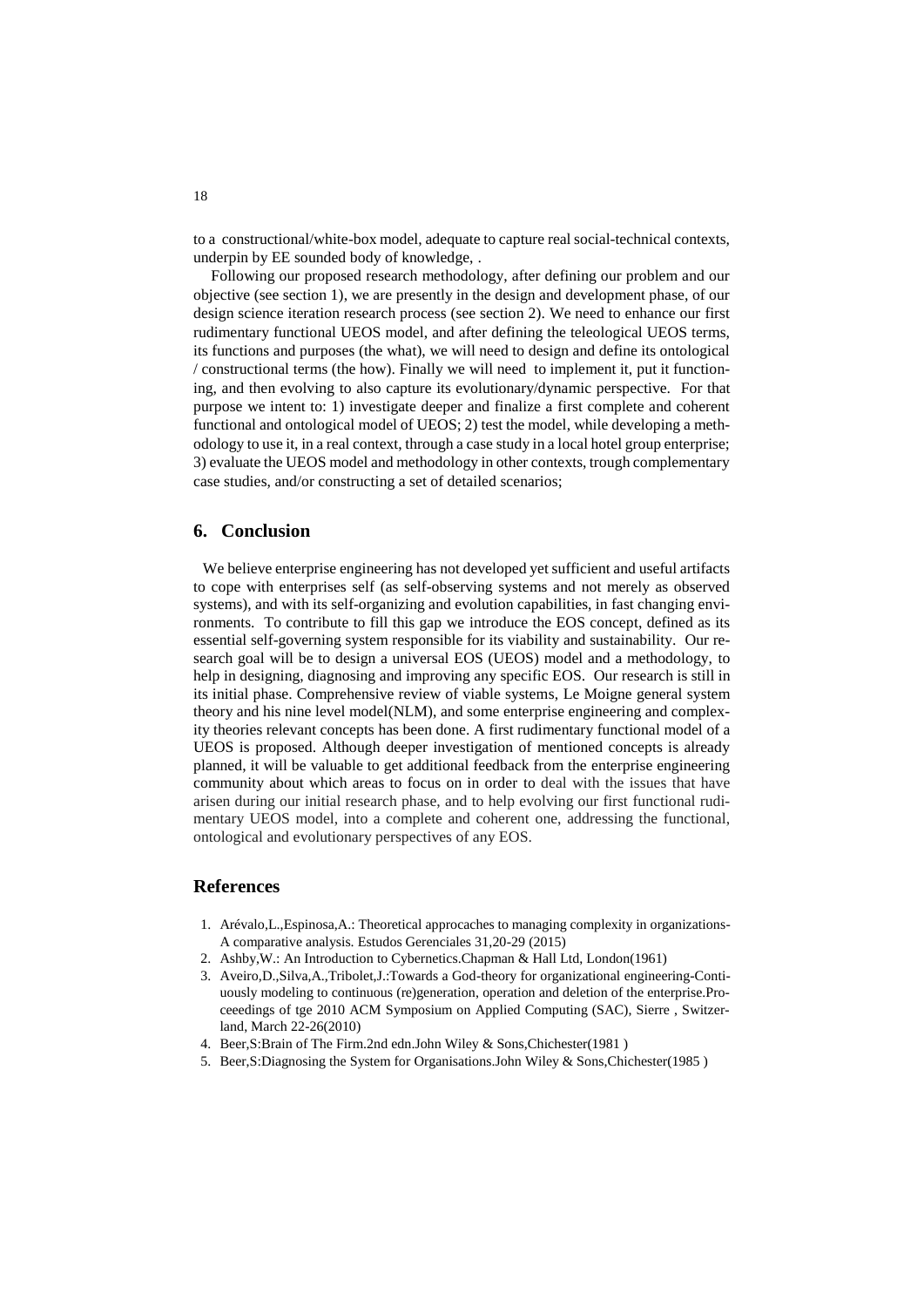to a constructional/white-box model, adequate to capture real social-technical contexts, underpin by EE sounded body of knowledge, .

Following our proposed research methodology, after defining our problem and our objective (see section 1), we are presently in the design and development phase, of our design science iteration research process (see section 2). We need to enhance our first rudimentary functional UEOS model, and after defining the teleological UEOS terms, its functions and purposes (the what), we will need to design and define its ontological / constructional terms (the how). Finally we will need to implement it, put it functioning, and then evolving to also capture its evolutionary/dynamic perspective. For that purpose we intent to: 1) investigate deeper and finalize a first complete and coherent functional and ontological model of UEOS; 2) test the model, while developing a methodology to use it, in a real context, through a case study in a local hotel group enterprise; 3) evaluate the UEOS model and methodology in other contexts, trough complementary case studies, and/or constructing a set of detailed scenarios;

## 6. Conclusion

We believe enterprise engineering has not developed yet sufficient and useful artifacts to cope with enterprises self (as self-observing systems and not merely as observed systems), and with its self-organizing and evolution capabilities, in fast changing environments. To contribute to fill this gap we introduce the EOS concept, defined as its essential self-governing system responsible for its viability and sustainability. Our research goal will be to design a universal EOS (UEOS) model and a methodology, to help in designing, diagnosing and improving any specific EOS. Our research is still in its initial phase. Comprehensive review of viable systems, Le Moigne general system theory and his nine level model(NLM), and some enterprise engineering and complexity theories relevant concepts has been done. A first rudimentary functional model of a UEOS is proposed. Although deeper investigation of mentioned concepts is already planned, it will be valuable to get additional feedback from the enterprise engineering community about which areas to focus on in order to deal with the issues that have arisen during our initial research phase, and to help evolving our first functional rudimentary UEOS model, into a complete and coherent one, addressing the functional, ontological and evolutionary perspectives of any EOS.

## References

1. Arévalo,L.,Espinosa,A.: Theoretical approcaches to managing complexity in organizations-A comparative analysis. Estudos Gerenciales 31,20-29 (2015)
2. Ashby,W.: An Introduction to Cybernetics.Chapman & Hall Ltd, London(1961)
3. Aveiro,D.,Silva,A.,Tribolet,J.:Towards a God-theory for organizational engineering-Contiuously modeling to continuous (re)generation, operation and deletion of the enterprise.Proceeedings of tge 2010 ACM Symposium on Applied Computing (SAC), Sierre , Switzerland, March 22-26(2010)
4. Beer,S:Brain of The Firm.2nd edn.John Wiley & Sons,Chichester(1981 )
5. Beer,S:Diagnosing the System for Organisations.John Wiley & Sons,Chichester(1985 )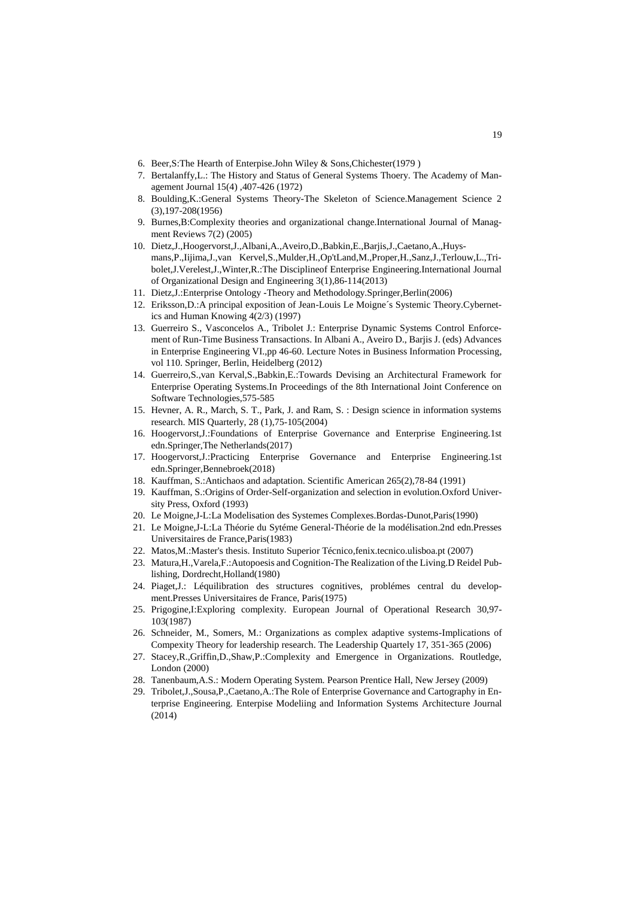6. Beer,S:The Hearth of Enterpise.John Wiley & Sons,Chichester(1979 )
7. Bertalanffy,L.: The History and Status of General Systems Thoery. The Academy of Management Journal 15(4) ,407-426 (1972)
8. Boulding,K.:General Systems Theory-The Skeleton of Science.Management Science 2 (3),197-208(1956)
9. Burnes,B:Complexity theories and organizational change.International Journal of Managment Reviews 7(2) (2005)
10. Dietz,J.,Hoogervorst,J.,Albani,A.,Aveiro,D.,Babkin,E.,Barjis,J.,Caetano,A.,Huysmans,P.,Iijima,J.,van Kervel,S.,Mulder,H.,Op'tLand,M.,Proper,H.,Sanz,J.,Terlouw,L.,Tribolet,J.Verelest,J.,Winter,R.:The Disciplineof Enterprise Engineering.International Journal of Organizational Design and Engineering 3(1),86-114(2013)
11. Dietz,J.:Enterprise Ontology -Theory and Methodology.Springer,Berlin(2006)
12. Eriksson,D.:A principal exposition of Jean-Louis Le Moigne´s Systemic Theory.Cybernetics and Human Knowing 4(2/3) (1997)
13. Guerreiro S., Vasconcelos A., Tribolet J.: Enterprise Dynamic Systems Control Enforcement of Run-Time Business Transactions. In Albani A., Aveiro D., Barjis J. (eds) Advances in Enterprise Engineering VI.,pp 46-60. Lecture Notes in Business Information Processing, vol 110. Springer, Berlin, Heidelberg (2012)
14. Guerreiro,S.,van Kerval,S.,Babkin,E.:Towards Devising an Architectural Framework for Enterprise Operating Systems.In Proceedings of the 8th International Joint Conference on Software Technologies,575-585
15. Hevner, A. R., March, S. T., Park, J. and Ram, S. : Design science in information systems research. MIS Quarterly, 28 (1),75-105(2004)
16. Hoogervorst,J.:Foundations of Enterprise Governance and Enterprise Engineering.1st edn.Springer,The Netherlands(2017)
17. Hoogervorst,J.:Practicing Enterprise Governance and Enterprise Engineering.1st edn.Springer,Bennebroek(2018)
18. Kauffman, S.:Antichaos and adaptation. Scientific American 265(2),78-84 (1991)
19. Kauffman, S.:Origins of Order-Self-organization and selection in evolution.Oxford University Press, Oxford (1993)
20. Le Moigne,J-L:La Modelisation des Systemes Complexes.Bordas-Dunot,Paris(1990)
21. Le Moigne,J-L:La Théorie du Sytéme General-Théorie de la modélisation.2nd edn.Presses Universitaires de France,Paris(1983)
22. Matos,M.:Master's thesis. Instituto Superior Técnico,fenix.tecnico.ulisboa.pt (2007)
23. Matura,H.,Varela,F.:Autopoesis and Cognition-The Realization of the Living.D Reidel Publishing, Dordrecht,Holland(1980)
24. Piaget,J.: Léquilibration des structures cognitives, problémes central du development.Presses Universitaires de France, Paris(1975)
25. Prigogine,I:Exploring complexity. European Journal of Operational Research 30,97-103(1987)
26. Schneider, M., Somers, M.: Organizations as complex adaptive systems-Implications of Compexity Theory for leadership research. The Leadership Quartely 17, 351-365 (2006)
27. Stacey,R.,Griffin,D.,Shaw,P.:Complexity and Emergence in Organizations. Routledge, London (2000)
28. Tanenbaum,A.S.: Modern Operating System. Pearson Prentice Hall, New Jersey (2009)
29. Tribolet,J.,Sousa,P.,Caetano,A.:The Role of Enterprise Governance and Cartography in Enterprise Engineering. Enterpise Modeliing and Information Systems Architecture Journal (2014)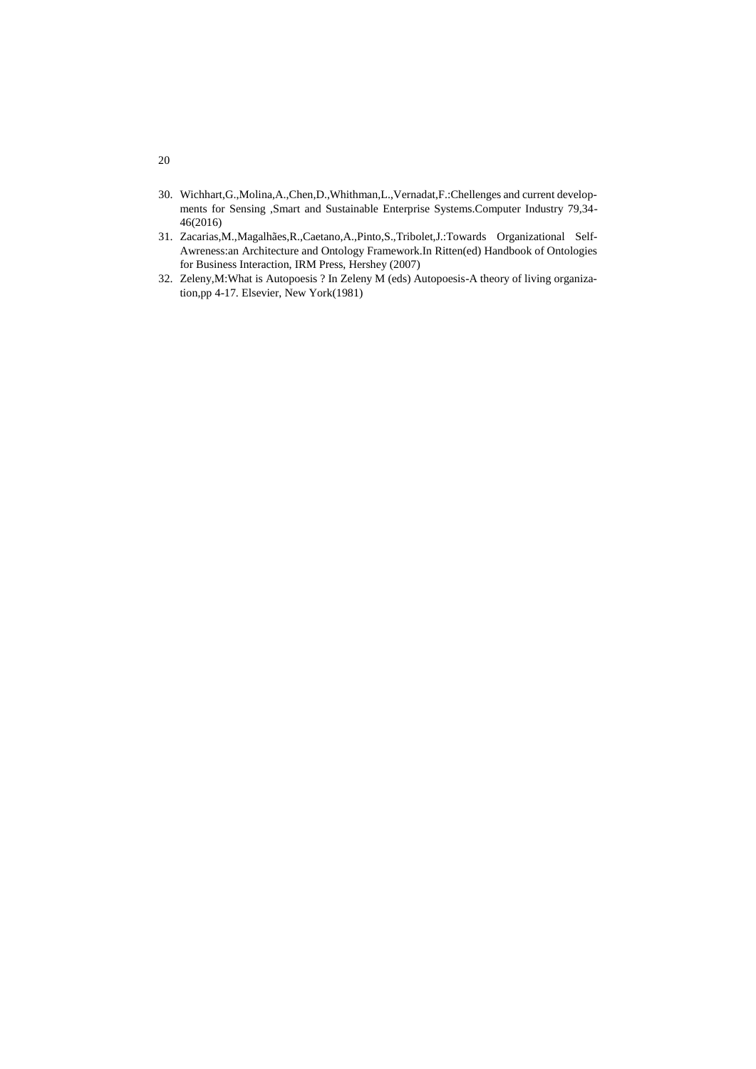30. Wichhart,G.,Molina,A.,Chen,D.,Whithman,L.,Vernadat,F.:Chellenges and current developments for Sensing ,Smart and Sustainable Enterprise Systems.Computer Industry 79,34-46(2016)
31. Zacarias,M.,Magalhães,R.,Caetano,A.,Pinto,S.,Tribolet,J.:Towards Organizational Self-Awreness:an Architecture and Ontology Framework.In Ritten(ed) Handbook of Ontologies for Business Interaction, IRM Press, Hershey (2007)
32. Zeleny,M:What is Autopoesis ? In Zeleny M (eds) Autopoesis-A theory of living organization,pp 4-17. Elsevier, New York(1981)